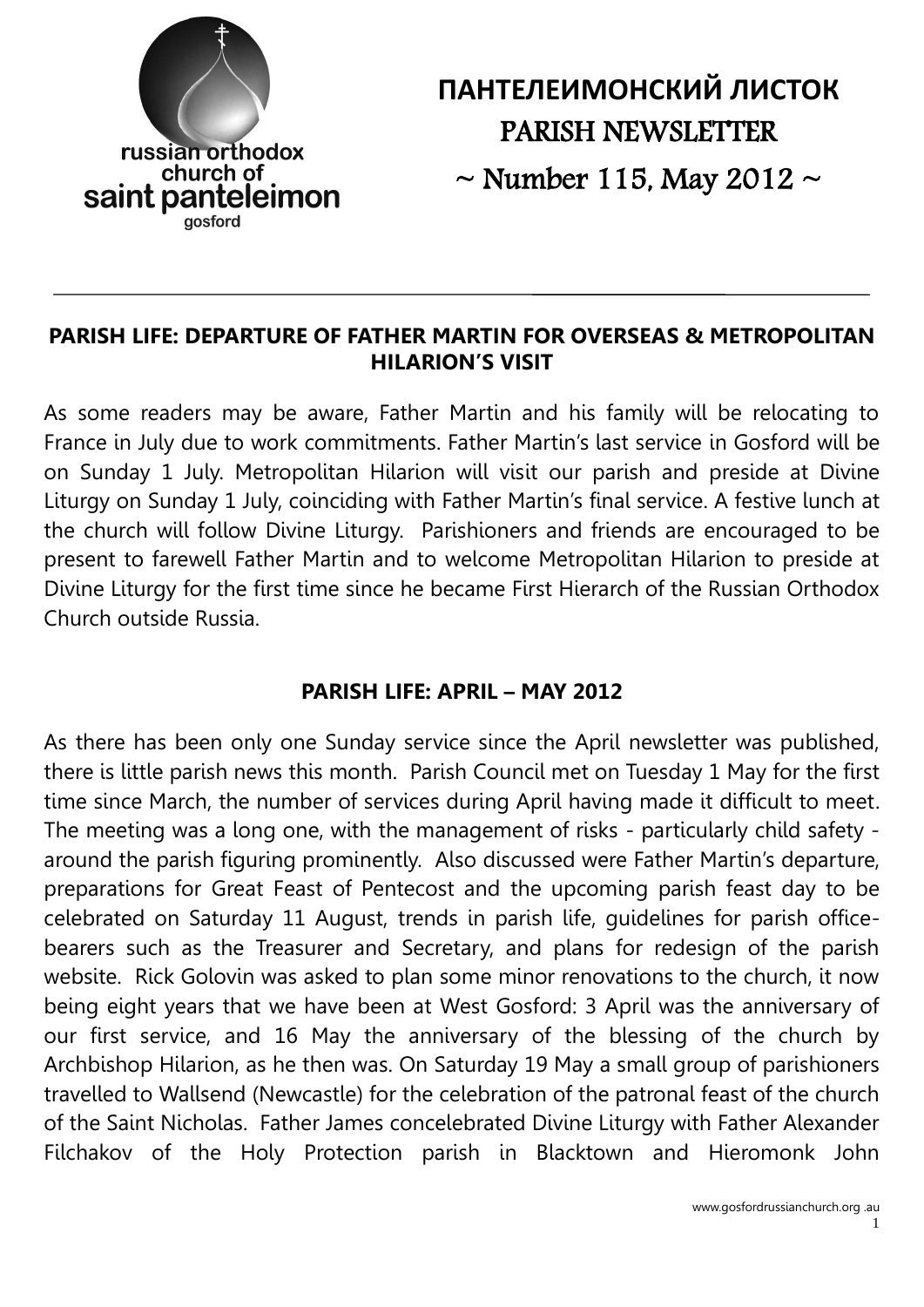russian orthodox church of saint panteleimon gosford

# ПАНТЕЛЕИМОНСКИЙ ЛИСТОК
# PARISH NEWSLETTER
# ~ Number 115, May 2012 ~

## PARISH LIFE: DEPARTURE OF FATHER MARTIN FOR OVERSEAS & METROPOLITAN HILARION'S VISIT

As some readers may be aware, Father Martin and his family will be relocating to France in July due to work commitments. Father Martin's last service in Gosford will be on Sunday 1 July. Metropolitan Hilarion will visit our parish and preside at Divine Liturgy on Sunday 1 July, coinciding with Father Martin's final service. A festive lunch at the church will follow Divine Liturgy. Parishioners and friends are encouraged to be present to farewell Father Martin and to welcome Metropolitan Hilarion to preside at Divine Liturgy for the first time since he became First Hierarch of the Russian Orthodox Church outside Russia.

## PARISH LIFE: APRIL – MAY 2012

As there has been only one Sunday service since the April newsletter was published, there is little parish news this month. Parish Council met on Tuesday 1 May for the first time since March, the number of services during April having made it difficult to meet. The meeting was a long one, with the management of risks - particularly child safety - around the parish figuring prominently. Also discussed were Father Martin's departure, preparations for Great Feast of Pentecost and the upcoming parish feast day to be celebrated on Saturday 11 August, trends in parish life, guidelines for parish office-bearers such as the Treasurer and Secretary, and plans for redesign of the parish website. Rick Golovin was asked to plan some minor renovations to the church, it now being eight years that we have been at West Gosford: 3 April was the anniversary of our first service, and 16 May the anniversary of the blessing of the church by Archbishop Hilarion, as he then was. On Saturday 19 May a small group of parishioners travelled to Wallsend (Newcastle) for the celebration of the patronal feast of the church of the Saint Nicholas. Father James concelebrated Divine Liturgy with Father Alexander Filchakov of the Holy Protection parish in Blacktown and Hieromonk John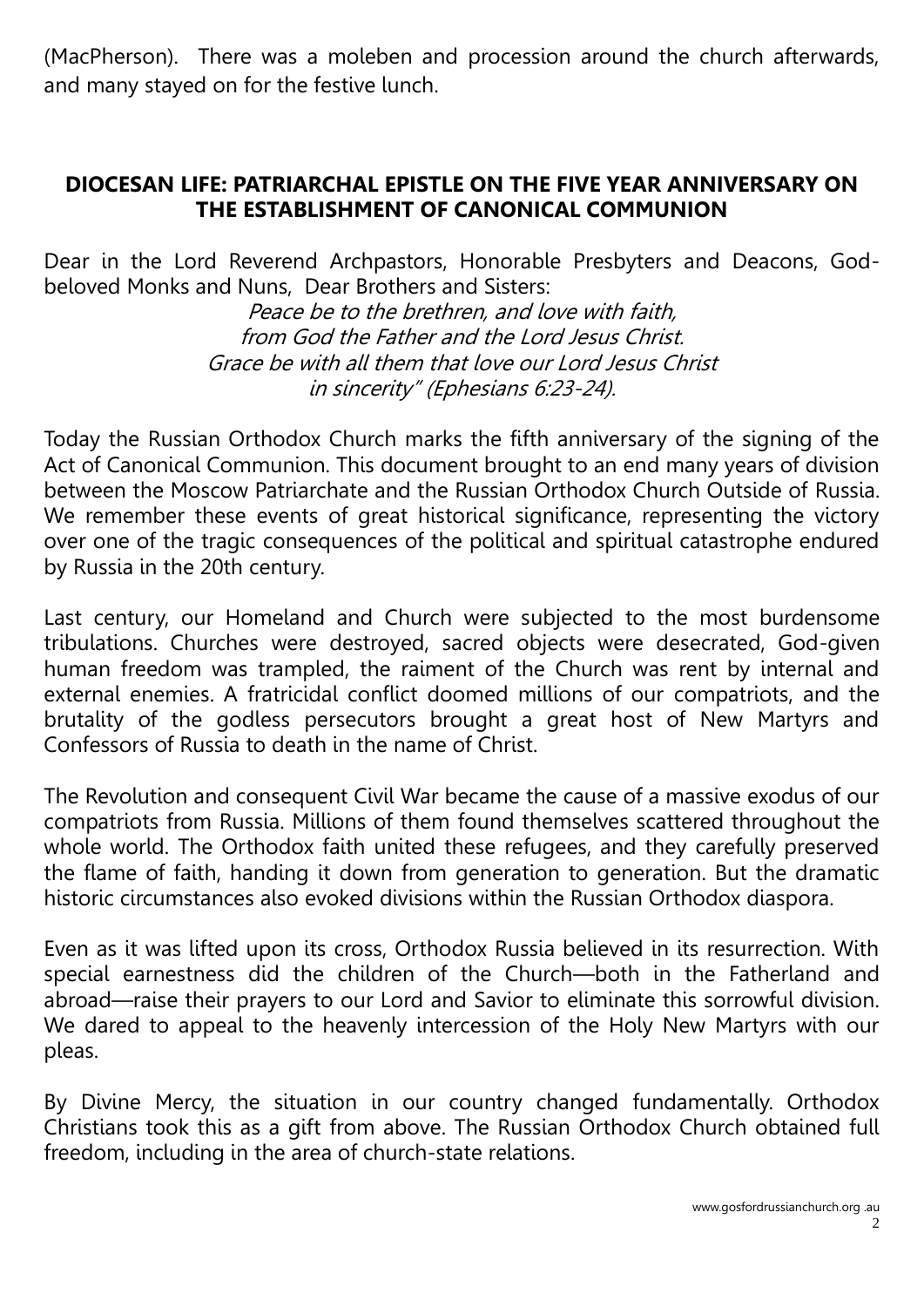(MacPherson). There was a moleben and procession around the church afterwards, and many stayed on for the festive lunch.

## DIOCESAN LIFE: PATRIARCHAL EPISTLE ON THE FIVE YEAR ANNIVERSARY ON THE ESTABLISHMENT OF CANONICAL COMMUNION

Dear in the Lord Reverend Archpastors, Honorable Presbyters and Deacons, God-beloved Monks and Nuns, Dear Brothers and Sisters:

*Peace be to the brethren, and love with faith,*
*from God the Father and the Lord Jesus Christ.*
*Grace be with all them that love our Lord Jesus Christ*
*in sincerity" (Ephesians 6:23-24).*

Today the Russian Orthodox Church marks the fifth anniversary of the signing of the Act of Canonical Communion. This document brought to an end many years of division between the Moscow Patriarchate and the Russian Orthodox Church Outside of Russia. We remember these events of great historical significance, representing the victory over one of the tragic consequences of the political and spiritual catastrophe endured by Russia in the 20th century.

Last century, our Homeland and Church were subjected to the most burdensome tribulations. Churches were destroyed, sacred objects were desecrated, God-given human freedom was trampled, the raiment of the Church was rent by internal and external enemies. A fratricidal conflict doomed millions of our compatriots, and the brutality of the godless persecutors brought a great host of New Martyrs and Confessors of Russia to death in the name of Christ.

The Revolution and consequent Civil War became the cause of a massive exodus of our compatriots from Russia. Millions of them found themselves scattered throughout the whole world. The Orthodox faith united these refugees, and they carefully preserved the flame of faith, handing it down from generation to generation. But the dramatic historic circumstances also evoked divisions within the Russian Orthodox diaspora.

Even as it was lifted upon its cross, Orthodox Russia believed in its resurrection. With special earnestness did the children of the Church—both in the Fatherland and abroad—raise their prayers to our Lord and Savior to eliminate this sorrowful division. We dared to appeal to the heavenly intercession of the Holy New Martyrs with our pleas.

By Divine Mercy, the situation in our country changed fundamentally. Orthodox Christians took this as a gift from above. The Russian Orthodox Church obtained full freedom, including in the area of church-state relations.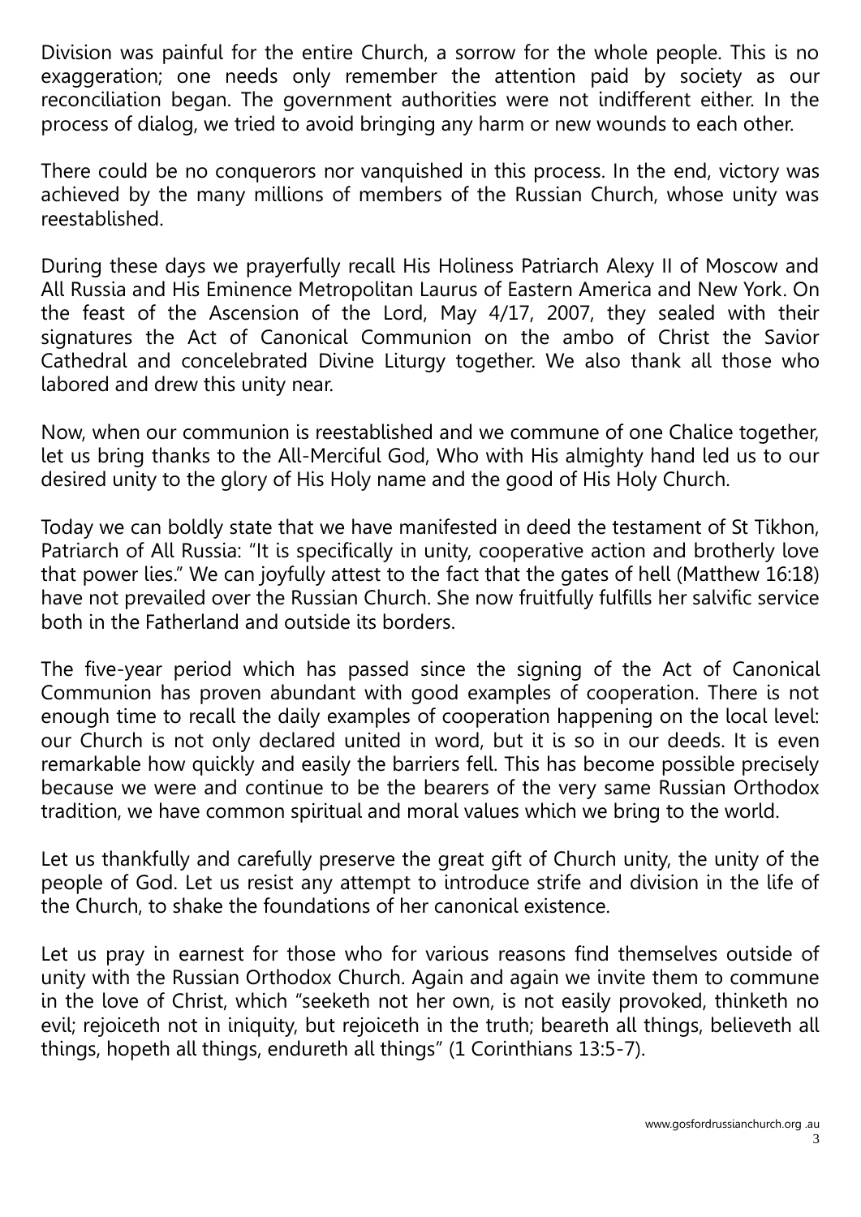Division was painful for the entire Church, a sorrow for the whole people. This is no exaggeration; one needs only remember the attention paid by society as our reconciliation began. The government authorities were not indifferent either. In the process of dialog, we tried to avoid bringing any harm or new wounds to each other.

There could be no conquerors nor vanquished in this process. In the end, victory was achieved by the many millions of members of the Russian Church, whose unity was reestablished.

During these days we prayerfully recall His Holiness Patriarch Alexy II of Moscow and All Russia and His Eminence Metropolitan Laurus of Eastern America and New York. On the feast of the Ascension of the Lord, May 4/17, 2007, they sealed with their signatures the Act of Canonical Communion on the ambo of Christ the Savior Cathedral and concelebrated Divine Liturgy together. We also thank all those who labored and drew this unity near.

Now, when our communion is reestablished and we commune of one Chalice together, let us bring thanks to the All-Merciful God, Who with His almighty hand led us to our desired unity to the glory of His Holy name and the good of His Holy Church.

Today we can boldly state that we have manifested in deed the testament of St Tikhon, Patriarch of All Russia: "It is specifically in unity, cooperative action and brotherly love that power lies." We can joyfully attest to the fact that the gates of hell (Matthew 16:18) have not prevailed over the Russian Church. She now fruitfully fulfills her salvific service both in the Fatherland and outside its borders.

The five-year period which has passed since the signing of the Act of Canonical Communion has proven abundant with good examples of cooperation. There is not enough time to recall the daily examples of cooperation happening on the local level: our Church is not only declared united in word, but it is so in our deeds. It is even remarkable how quickly and easily the barriers fell. This has become possible precisely because we were and continue to be the bearers of the very same Russian Orthodox tradition, we have common spiritual and moral values which we bring to the world.

Let us thankfully and carefully preserve the great gift of Church unity, the unity of the people of God. Let us resist any attempt to introduce strife and division in the life of the Church, to shake the foundations of her canonical existence.

Let us pray in earnest for those who for various reasons find themselves outside of unity with the Russian Orthodox Church. Again and again we invite them to commune in the love of Christ, which "seeketh not her own, is not easily provoked, thinketh no evil; rejoiceth not in iniquity, but rejoiceth in the truth; beareth all things, believeth all things, hopeth all things, endureth all things" (1 Corinthians 13:5-7).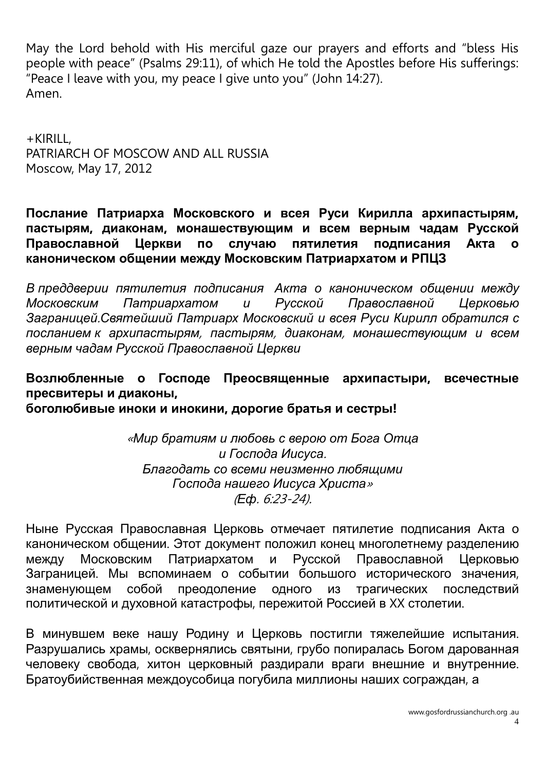May the Lord behold with His merciful gaze our prayers and efforts and "bless His people with peace" (Psalms 29:11), of which He told the Apostles before His sufferings: "Peace I leave with you, my peace I give unto you" (John 14:27).
Amen.

+KIRILL,
PATRIARCH OF MOSCOW AND ALL RUSSIA
Moscow, May 17, 2012

## Послание Патриарха Московского и всея Руси Кирилла архипастырям, пастырям, диаконам, монашествующим и всем верным чадам Русской Православной Церкви по случаю пятилетия подписания Акта о каноническом общении между Московским Патриархатом и РПЦЗ

*В преддверии пятилетия подписания Акта о каноническом общении между Московским Патриархатом и Русской Православной Церковью Заграницей.Святейший Патриарх Московский и всея Руси Кирилл обратился с посланием к архипастырям, пастырям, диаконам, монашествующим и всем верным чадам Русской Православной Церкви*

**Возлюбленные о Господе Преосвященные архипастыри, всечестные пресвитеры и диаконы,
боголюбивые иноки и инокини, дорогие братья и сестры!**

*«Мир братиям и любовь с верою от Бога Отца
и Господа Иисуса.
Благодать со всеми неизменно любящими
Господа нашего Иисуса Христа»
(Еф. 6:23-24).*

Ныне Русская Православная Церковь отмечает пятилетие подписания Акта о каноническом общении. Этот документ положил конец многолетнему разделению между Московским Патриархатом и Русской Православной Церковью Заграницей. Мы вспоминаем о событии большого исторического значения, знаменующем собой преодоление одного из трагических последствий политической и духовной катастрофы, пережитой Россией в XX столетии.

В минувшем веке нашу Родину и Церковь постигли тяжелейшие испытания. Разрушались храмы, осквернялись святыни, грубо попиралась Богом дарованная человеку свобода, хитон церковный раздирали враги внешние и внутренние. Братоубийственная междоусобица погубила миллионы наших сограждан, а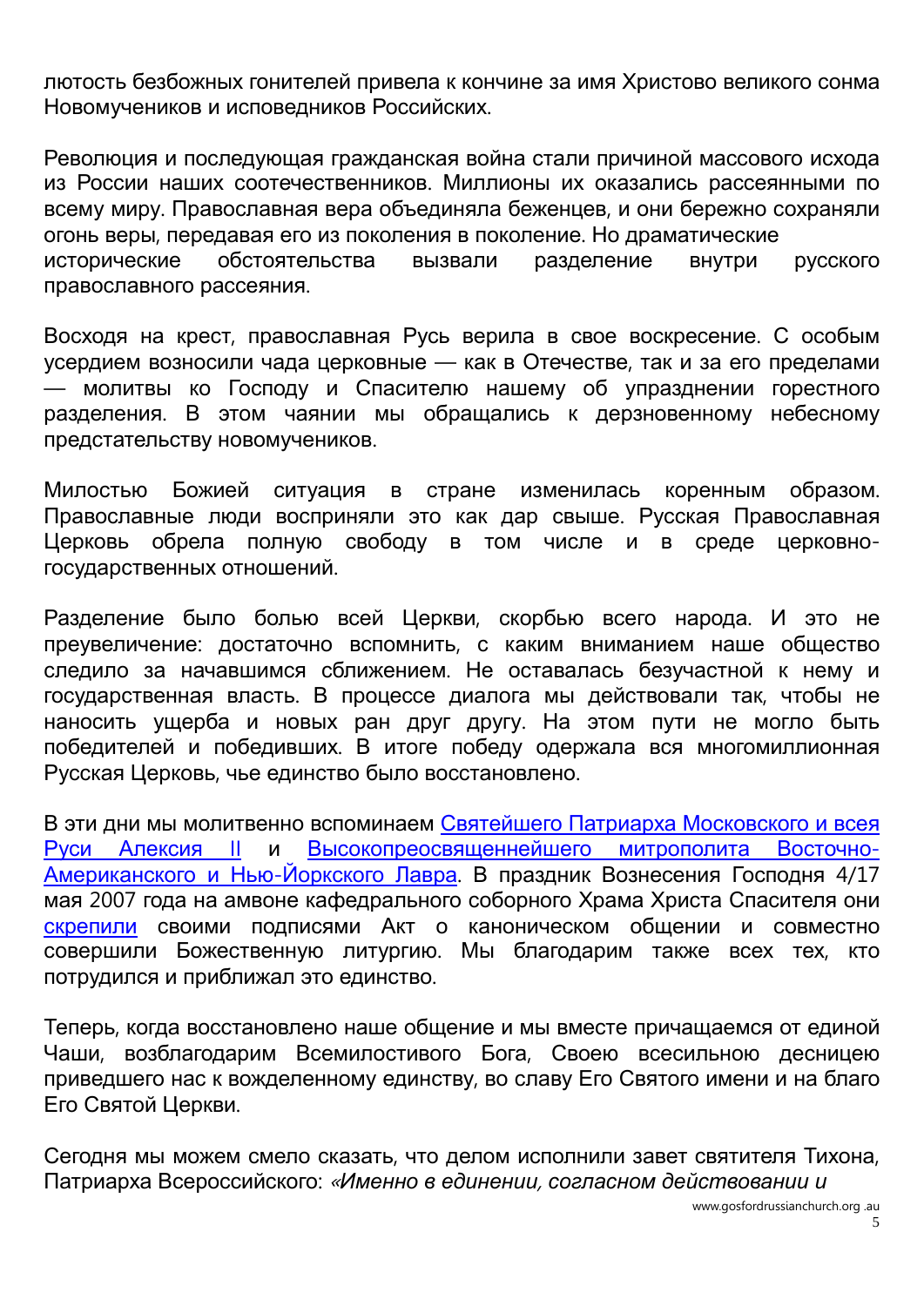лютость безбожных гонителей привела к кончине за имя Христово великого сонма Новомучеников и исповедников Российских.

Революция и последующая гражданская война стали причиной массового исхода из России наших соотечественников. Миллионы их оказались рассеянными по всему миру. Православная вера объединяла беженцев, и они бережно сохраняли огонь веры, передавая его из поколения в поколение. Но драматические исторические обстоятельства вызвали разделение внутри русского православного рассеяния.

Восходя на крест, православная Русь верила в свое воскресение. С особым усердием возносили чада церковные — как в Отечестве, так и за его пределами — молитвы ко Господу и Спасителю нашему об упразднении горестного разделения. В этом чаянии мы обращались к дерзновенному небесному предстательству новомучеников.

Милостью Божией ситуация в стране изменилась коренным образом. Православные люди восприняли это как дар свыше. Русская Православная Церковь обрела полную свободу в том числе и в среде церковно-государственных отношений.

Разделение было болью всей Церкви, скорбью всего народа. И это не преувеличение: достаточно вспомнить, с каким вниманием наше общество следило за начавшимся сближением. Не оставалась безучастной к нему и государственная власть. В процессе диалога мы действовали так, чтобы не наносить ущерба и новых ран друг другу. На этом пути не могло быть победителей и победивших. В итоге победу одержала вся многомиллионная Русская Церковь, чье единство было восстановлено.

В эти дни мы молитвенно вспоминаем Святейшего Патриарха Московского и всея Руси Алексия II и Высокопреосвященнейшего митрополита Восточно-Американского и Нью-Йоркского Лавра. В праздник Вознесения Господня 4/17 мая 2007 года на амвоне кафедрального соборного Храма Христа Спасителя они скрепили своими подписями Акт о каноническом общении и совместно совершили Божественную литургию. Мы благодарим также всех тех, кто потрудился и приближал это единство.

Теперь, когда восстановлено наше общение и мы вместе причащаемся от единой Чаши, возблагодарим Всемилостивого Бога, Своею всесильною десницею приведшего нас к вожделенному единству, во славу Его Святого имени и на благо Его Святой Церкви.

Сегодня мы можем смело сказать, что делом исполнили завет святителя Тихона, Патриарха Всероссийского: *«Именно в единении, согласном действовании и*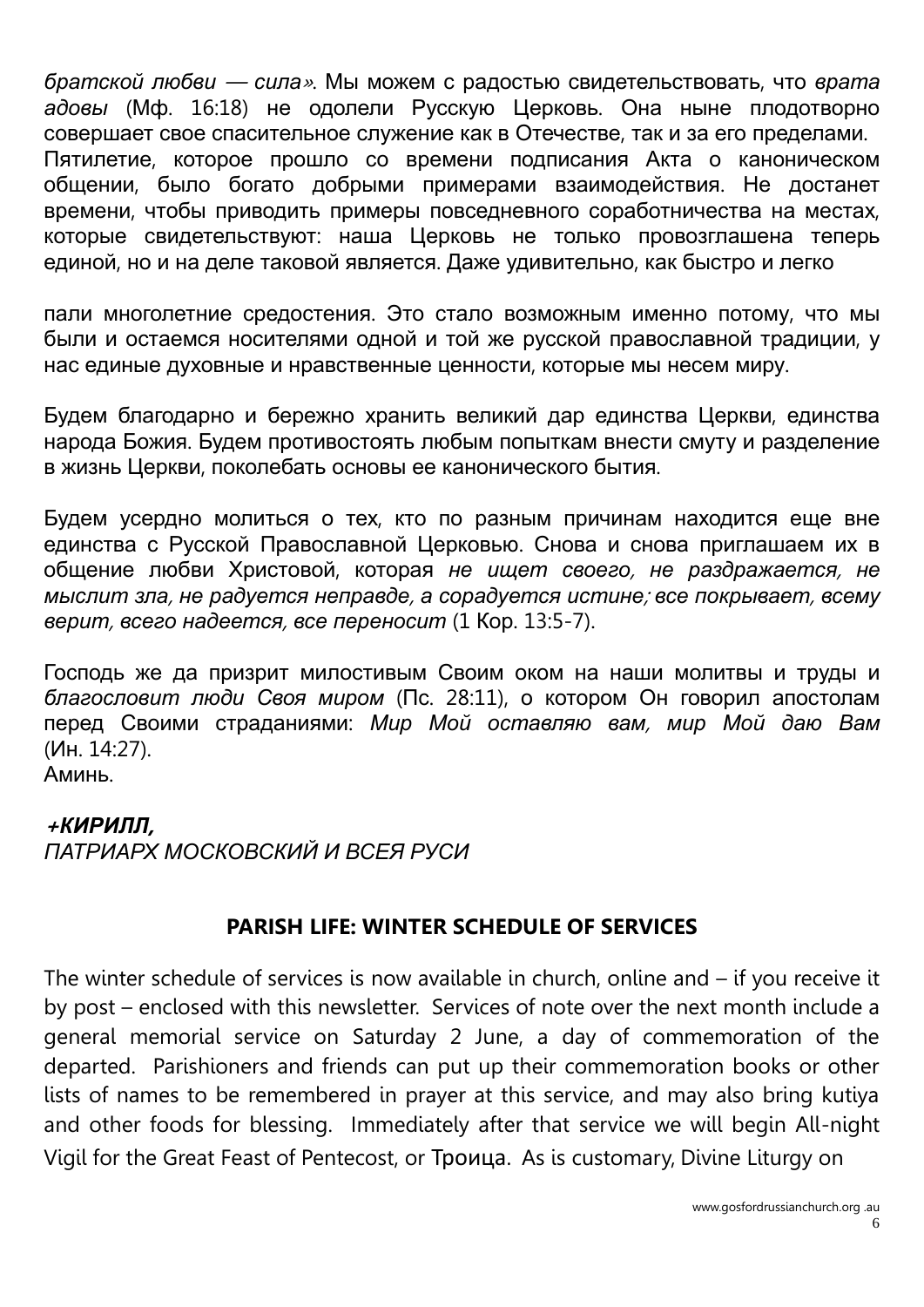*братской любви — сила»*. Мы можем с радостью свидетельствовать, что *врата адовы* (Мф. 16:18) не одолели Русскую Церковь. Она ныне плодотворно совершает свое спасительное служение как в Отечестве, так и за его пределами. Пятилетие, которое прошло со времени подписания Акта о каноническом общении, было богато добрыми примерами взаимодействия. Не достанет времени, чтобы приводить примеры повседневного соработничества на местах, которые свидетельствуют: наша Церковь не только провозглашена теперь единой, но и на деле таковой является. Даже удивительно, как быстро и легко пали многолетние средостения. Это стало возможным именно потому, что мы были и остаемся носителями одной и той же русской православной традиции, у нас единые духовные и нравственные ценности, которые мы несем миру.

Будем благодарно и бережно хранить великий дар единства Церкви, единства народа Божия. Будем противостоять любым попыткам внести смуту и разделение в жизнь Церкви, поколебать основы ее канонического бытия.

Будем усердно молиться о тех, кто по разным причинам находится еще вне единства с Русской Православной Церковью. Снова и снова приглашаем их в общение любви Христовой, которая *не ищет своего, не раздражается, не мыслит зла, не радуется неправде, а сорадуется истине; все покрывает, всему верит, всего надеется, все переносит* (1 Кор. 13:5-7).

Господь же да призрит милостивым Своим оком на наши молитвы и труды и *благословит люди Своя миром* (Пс. 28:11), о котором Он говорил апостолам перед Своими страданиями: *Мир Мой оставляю вам, мир Мой даю Вам* (Ин. 14:27).
Аминь.

***+КИРИЛЛ,***
*ПАТРИАРХ МОСКОВСКИЙ И ВСЕЯ РУСИ*

## PARISH LIFE: WINTER SCHEDULE OF SERVICES

The winter schedule of services is now available in church, online and – if you receive it by post – enclosed with this newsletter. Services of note over the next month include a general memorial service on Saturday 2 June, a day of commemoration of the departed. Parishioners and friends can put up their commemoration books or other lists of names to be remembered in prayer at this service, and may also bring kutiya and other foods for blessing. Immediately after that service we will begin All-night Vigil for the Great Feast of Pentecost, or Троица. As is customary, Divine Liturgy on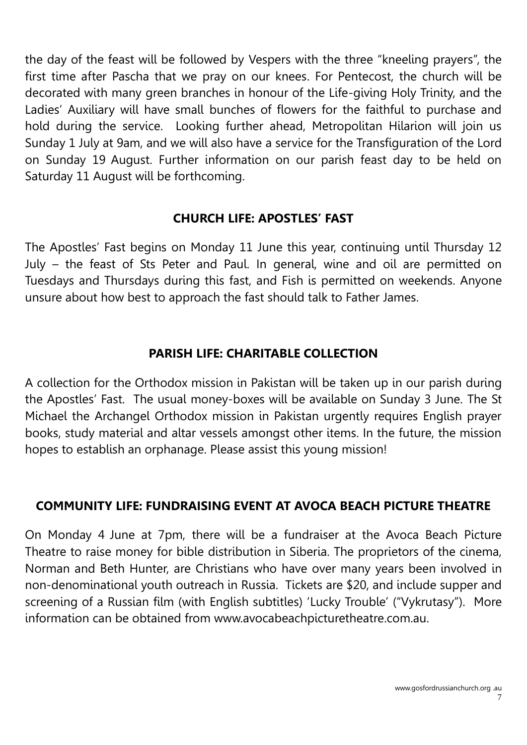the day of the feast will be followed by Vespers with the three "kneeling prayers", the first time after Pascha that we pray on our knees. For Pentecost, the church will be decorated with many green branches in honour of the Life-giving Holy Trinity, and the Ladies' Auxiliary will have small bunches of flowers for the faithful to purchase and hold during the service. Looking further ahead, Metropolitan Hilarion will join us Sunday 1 July at 9am, and we will also have a service for the Transfiguration of the Lord on Sunday 19 August. Further information on our parish feast day to be held on Saturday 11 August will be forthcoming.

## CHURCH LIFE: APOSTLES' FAST

The Apostles' Fast begins on Monday 11 June this year, continuing until Thursday 12 July – the feast of Sts Peter and Paul. In general, wine and oil are permitted on Tuesdays and Thursdays during this fast, and Fish is permitted on weekends. Anyone unsure about how best to approach the fast should talk to Father James.

## PARISH LIFE: CHARITABLE COLLECTION

A collection for the Orthodox mission in Pakistan will be taken up in our parish during the Apostles' Fast. The usual money-boxes will be available on Sunday 3 June. The St Michael the Archangel Orthodox mission in Pakistan urgently requires English prayer books, study material and altar vessels amongst other items. In the future, the mission hopes to establish an orphanage. Please assist this young mission!

## COMMUNITY LIFE: FUNDRAISING EVENT AT AVOCA BEACH PICTURE THEATRE

On Monday 4 June at 7pm, there will be a fundraiser at the Avoca Beach Picture Theatre to raise money for bible distribution in Siberia. The proprietors of the cinema, Norman and Beth Hunter, are Christians who have over many years been involved in non-denominational youth outreach in Russia. Tickets are $20, and include supper and screening of a Russian film (with English subtitles) 'Lucky Trouble' ("Vykrutasy"). More information can be obtained from www.avocabeachpicturetheatre.com.au.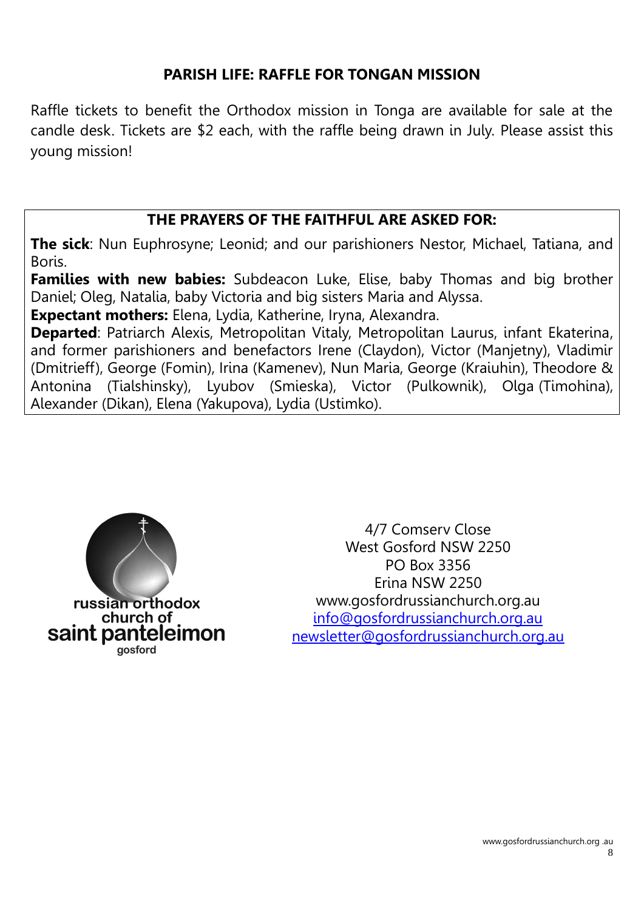## PARISH LIFE: RAFFLE FOR TONGAN MISSION

Raffle tickets to benefit the Orthodox mission in Tonga are available for sale at the candle desk. Tickets are $2 each, with the raffle being drawn in July. Please assist this young mission!

## THE PRAYERS OF THE FAITHFUL ARE ASKED FOR:

**The sick**: Nun Euphrosyne; Leonid; and our parishioners Nestor, Michael, Tatiana, and Boris.

**Families with new babies:** Subdeacon Luke, Elise, baby Thomas and big brother Daniel; Oleg, Natalia, baby Victoria and big sisters Maria and Alyssa.

**Expectant mothers:** Elena, Lydia, Katherine, Iryna, Alexandra.

**Departed**: Patriarch Alexis, Metropolitan Vitaly, Metropolitan Laurus, infant Ekaterina, and former parishioners and benefactors Irene (Claydon), Victor (Manjetny), Vladimir (Dmitrieff), George (Fomin), Irina (Kamenev), Nun Maria, George (Kraiuhin), Theodore & Antonina (Tialshinsky), Lyubov (Smieska), Victor (Pulkownik), Olga (Timohina), Alexander (Dikan), Elena (Yakupova), Lydia (Ustimko).

russian orthodox
church of
saint panteleimon
gosford

4/7 Comserv Close
West Gosford NSW 2250
PO Box 3356
Erina NSW 2250
www.gosfordrussianchurch.org.au
info@gosfordrussianchurch.org.au
newsletter@gosfordrussianchurch.org.au